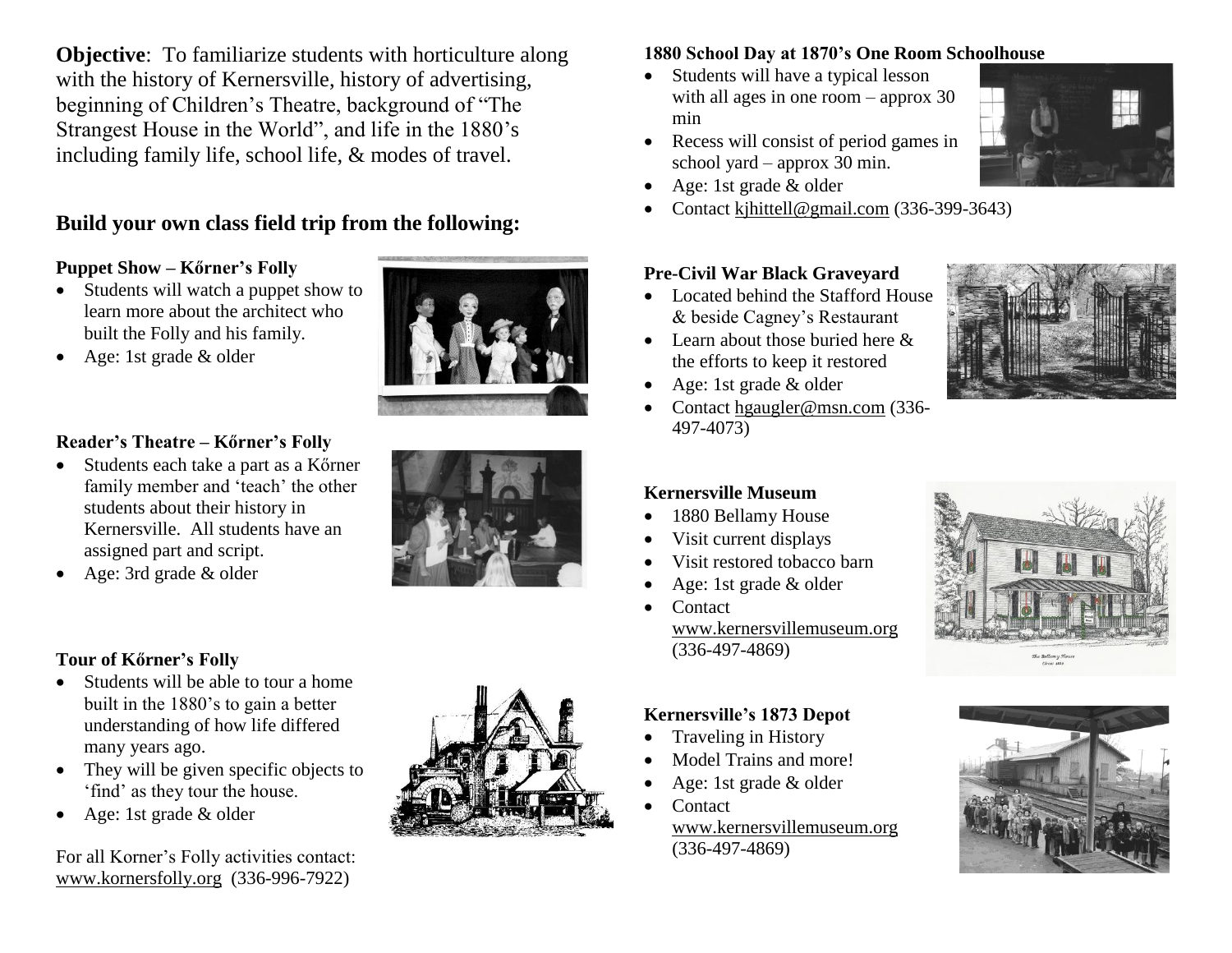**Objective**: To familiarize students with horticulture along with the history of Kernersville, history of advertising, beginning of Children's Theatre, background of "The Strangest House in the World", and life in the 1880's including family life, school life, & modes of travel.

## Build your own class field trip from the following:

### Puppet Show – Kőrner's Folly

- Students will watch a puppet show to learn more about the architect who built the Folly and his family.
- Age: 1st grade & older

### Reader's Theatre – Kőrner's Folly

- Students each take a part as a Kőrner family member and 'teach' the other students about their history in Kernersville. All students have an assigned part and script.
- Age: 3rd grade & older

### Tour of Kőrner's Folly

- Students will be able to tour a home built in the 1880's to gain a better understanding of how life differed many years ago.
- They will be given specific objects to 'find' as they tour the house.
- Age: 1st grade & older

For all Korner's Folly activities contact: www.kornersfolly.org (336-996-7922)

### 1880 School Day at 1870's One Room Schoolhouse

- Students will have a typical lesson with all ages in one room – approx 30 min
- Recess will consist of period games in school yard – approx 30 min.
- Age: 1st grade & older
- Contact kjhittell@gmail.com (336-399-3643)

### Pre-Civil War Black Graveyard

- Located behind the Stafford House & beside Cagney's Restaurant
- Learn about those buried here & the efforts to keep it restored
- Age: 1st grade & older
- Contact hgaugler@msn.com (336-497-4073)

### Kernersville Museum

- 1880 Bellamy House
- Visit current displays
- Visit restored tobacco barn
- Age: 1st grade & older
- Contact www.kernersvillemuseum.org (336-497-4869)

### Kernersville's 1873 Depot

- Traveling in History
- Model Trains and more!
- Age: 1st grade & older
- Contact www.kernersvillemuseum.org (336-497-4869)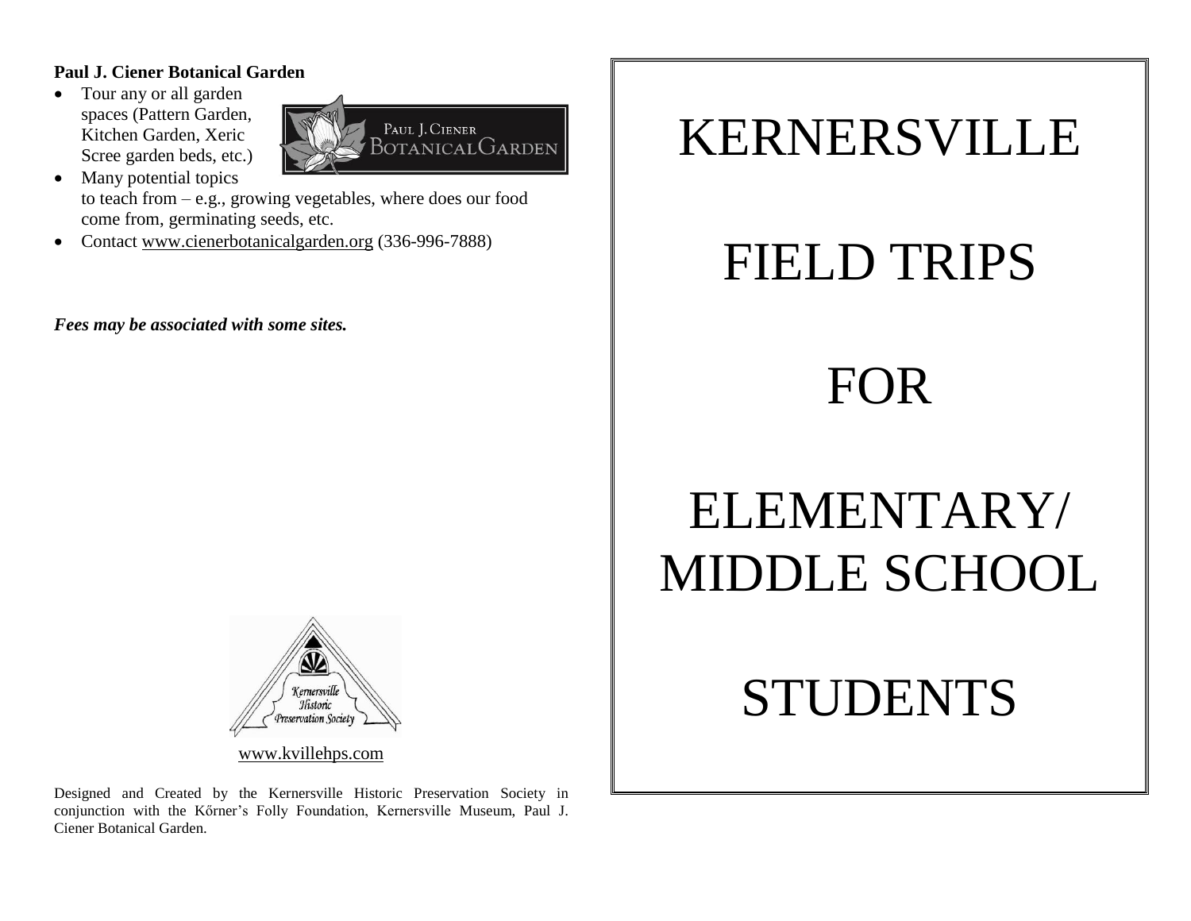**Paul J. Ciener Botanical Garden**

- Tour any or all garden spaces (Pattern Garden, Kitchen Garden, Xeric Scree garden beds, etc.)
- Many potential topics to teach from – e.g., growing vegetables, where does our food come from, germinating seeds, etc.
- Contact www.cienerbotanicalgarden.org (336-996-7888)

***Fees may be associated with some sites.***

www.kvillehps.com

Designed and Created by the Kernersville Historic Preservation Society in conjunction with the Kőrner's Folly Foundation, Kernersville Museum, Paul J. Ciener Botanical Garden.

# KERNERSVILLE

# FIELD TRIPS

# FOR

# ELEMENTARY/ MIDDLE SCHOOL

# STUDENTS